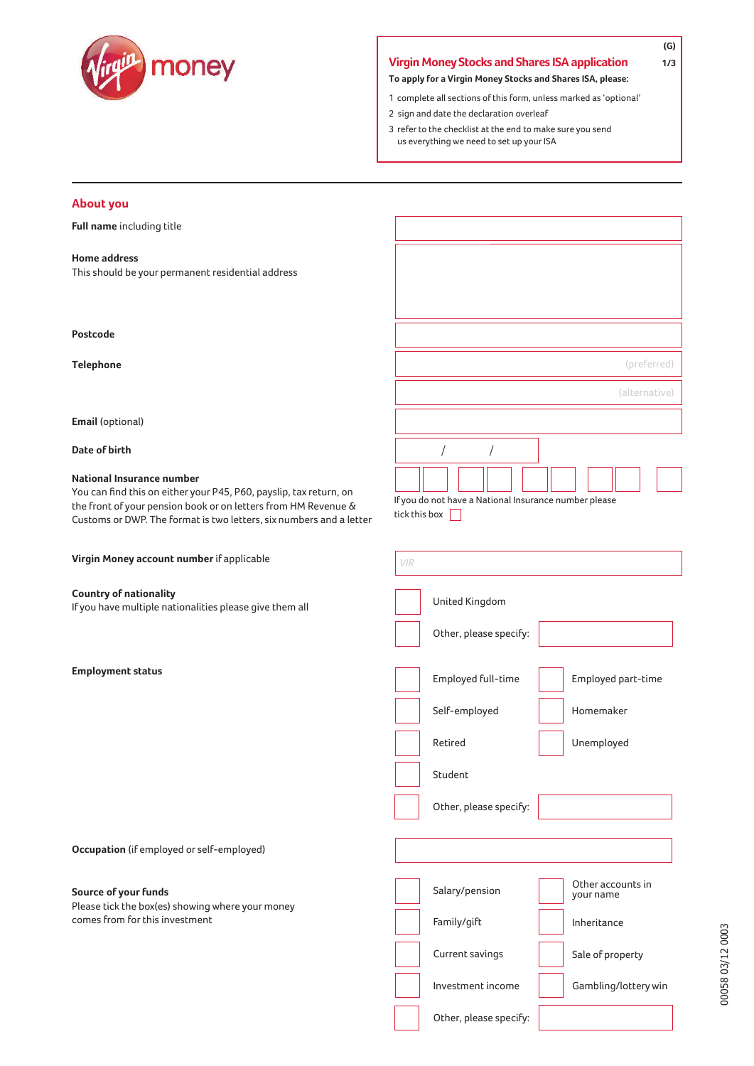virgin money

## Virgin Money Stocks and Shares ISA application

(G)

**To apply for a Virgin Money Stocks and Shares ISA, please:**

1. complete all sections of this form, unless marked as 'optional'
2. sign and date the declaration overleaf
3. refer to the checklist at the end to make sure you send us everything we need to set up your ISA

## About you

**Full name** including title

**Home address**
This should be your permanent residential address

**Postcode**

**Telephone**

(preferred)

(alternative)

**Email** (optional)

**Date of birth**

/ /

**National Insurance number**
You can find this on either your P45, P60, payslip, tax return, on the front of your pension book or on letters from HM Revenue & Customs or DWP. The format is two letters, six numbers and a letter

If you do not have a National Insurance number please tick this box ☐

**Virgin Money account number** if applicable

VIR

**Country of nationality**
If you have multiple nationalities please give them all

- ☐ United Kingdom
- ☐ Other, please specify:

**Employment status**

- ☐ Employed full-time
- ☐ Employed part-time
- ☐ Self-employed
- ☐ Homemaker
- ☐ Retired
- ☐ Unemployed
- ☐ Student
- ☐ Other, please specify:

**Occupation** (if employed or self-employed)

**Source of your funds**
Please tick the box(es) showing where your money comes from for this investment

- ☐ Salary/pension
- ☐ Other accounts in your name
- ☐ Family/gift
- ☐ Inheritance
- ☐ Current savings
- ☐ Sale of property
- ☐ Investment income
- ☐ Gambling/lottery win
- ☐ Other, please specify:

00058 03/12 0003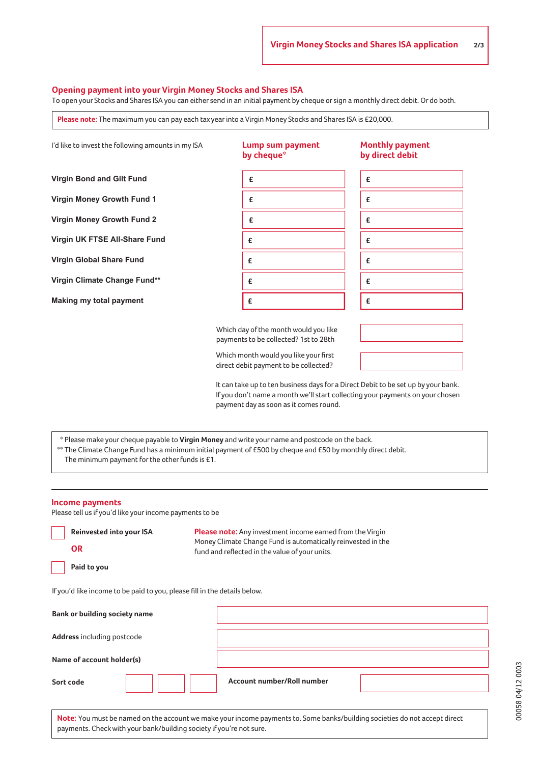## Opening payment into your Virgin Money Stocks and Shares ISA

To open your Stocks and Shares ISA you can either send in an initial payment by cheque or sign a monthly direct debit. Or do both.

> **Please note:** The maximum you can pay each tax year into a Virgin Money Stocks and Shares ISA is £20,000.

| I'd like to invest the following amounts in my ISA | Lump sum payment by cheque* | Monthly payment by direct debit |
|---|---|---|
| **Virgin Bond and Gilt Fund** | £ | £ |
| **Virgin Money Growth Fund 1** | £ | £ |
| **Virgin Money Growth Fund 2** | £ | £ |
| **Virgin UK FTSE All-Share Fund** | £ | £ |
| **Virgin Global Share Fund** | £ | £ |
| **Virgin Climate Change Fund**** | £ | £ |
| **Making my total payment** | £ | £ |

Which day of the month would you like payments to be collected? 1st to 28th

Which month would you like your first direct debit payment to be collected?

It can take up to ten business days for a Direct Debit to be set up by your bank. If you don't name a month we'll start collecting your payments on your chosen payment day as soon as it comes round.

> * Please make your cheque payable to **Virgin Money** and write your name and postcode on the back.
> ** The Climate Change Fund has a minimum initial payment of £500 by cheque and £50 by monthly direct debit. The minimum payment for the other funds is £1.

## Income payments

Please tell us if you'd like your income payments to be

- [ ] **Reinvested into your ISA**

**OR**

- [ ] **Paid to you**

**Please note:** Any investment income earned from the Virgin Money Climate Change Fund is automatically reinvested in the fund and reflected in the value of your units.

If you'd like income to be paid to you, please fill in the details below.

**Bank or building society name**

**Address** including postcode

**Name of account holder(s)**

**Sort code** | | |

**Account number/Roll number**

> **Note:** You must be named on the account we make your income payments to. Some banks/building societies do not accept direct payments. Check with your bank/building society if you're not sure.

00058 04/12 0003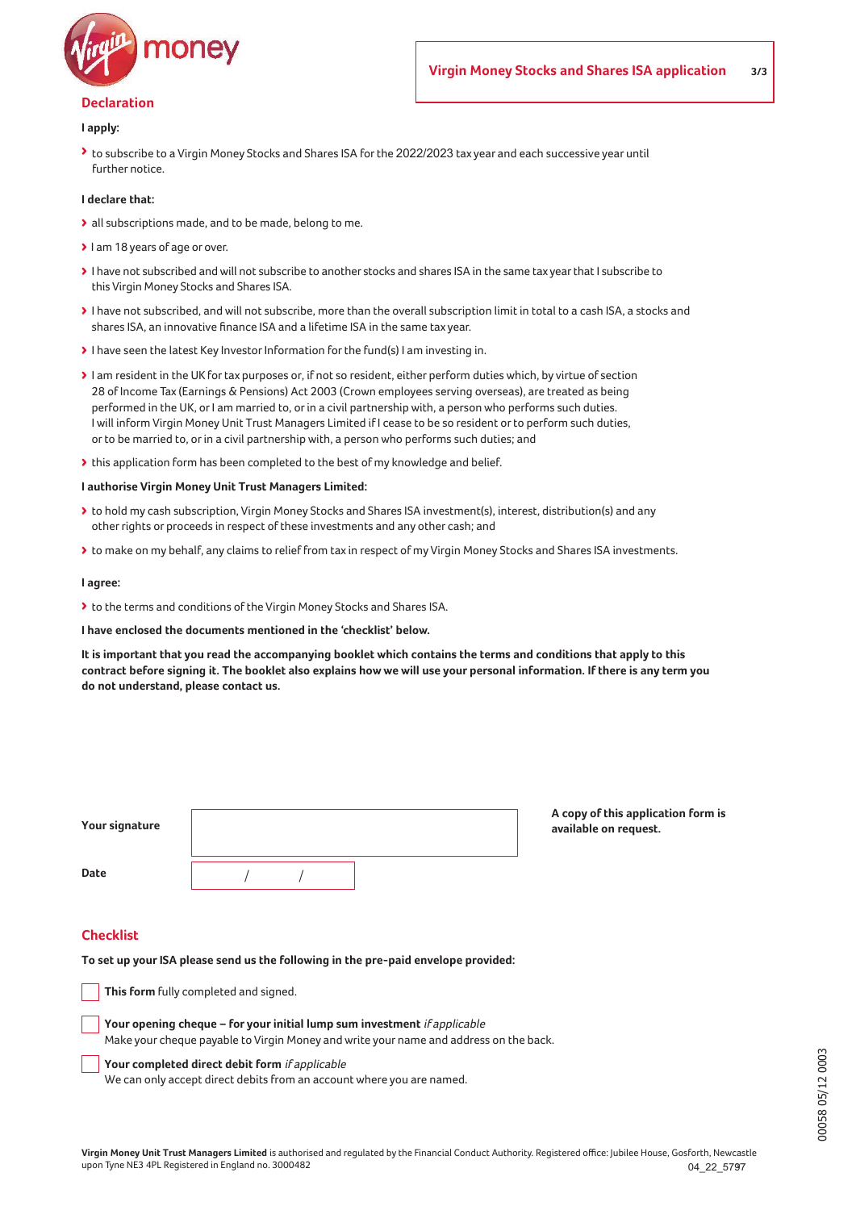## Declaration

**I apply:**

- to subscribe to a Virgin Money Stocks and Shares ISA for the 2022/2023 tax year and each successive year until further notice.

**I declare that:**

- all subscriptions made, and to be made, belong to me.
- I am 18 years of age or over.
- I have not subscribed and will not subscribe to another stocks and shares ISA in the same tax year that I subscribe to this Virgin Money Stocks and Shares ISA.
- I have not subscribed, and will not subscribe, more than the overall subscription limit in total to a cash ISA, a stocks and shares ISA, an innovative finance ISA and a lifetime ISA in the same tax year.
- I have seen the latest Key Investor Information for the fund(s) I am investing in.
- I am resident in the UK for tax purposes or, if not so resident, either perform duties which, by virtue of section 28 of Income Tax (Earnings & Pensions) Act 2003 (Crown employees serving overseas), are treated as being performed in the UK, or I am married to, or in a civil partnership with, a person who performs such duties. I will inform Virgin Money Unit Trust Managers Limited if I cease to be so resident or to perform such duties, or to be married to, or in a civil partnership with, a person who performs such duties; and
- this application form has been completed to the best of my knowledge and belief.

**I authorise Virgin Money Unit Trust Managers Limited:**

- to hold my cash subscription, Virgin Money Stocks and Shares ISA investment(s), interest, distribution(s) and any other rights or proceeds in respect of these investments and any other cash; and
- to make on my behalf, any claims to relief from tax in respect of my Virgin Money Stocks and Shares ISA investments.

**I agree:**

- to the terms and conditions of the Virgin Money Stocks and Shares ISA.

**I have enclosed the documents mentioned in the 'checklist' below.**

**It is important that you read the accompanying booklet which contains the terms and conditions that apply to this contract before signing it. The booklet also explains how we will use your personal information. If there is any term you do not understand, please contact us.**

**Your signature** ______________________

**Date** ____ / ____ / ____

**A copy of this application form is available on request.**

## Checklist

**To set up your ISA please send us the following in the pre-paid envelope provided:**

☐ **This form** fully completed and signed.

☐ **Your opening cheque – for your initial lump sum investment** *if applicable*
Make your cheque payable to Virgin Money and write your name and address on the back.

☐ **Your completed direct debit form** *if applicable*
We can only accept direct debits from an account where you are named.

00058 05/12 0003

**Virgin Money Unit Trust Managers Limited** is authorised and regulated by the Financial Conduct Authority. Registered office: Jubilee House, Gosforth, Newcastle upon Tyne NE3 4PL Registered in England no. 3000482

04_22_5797